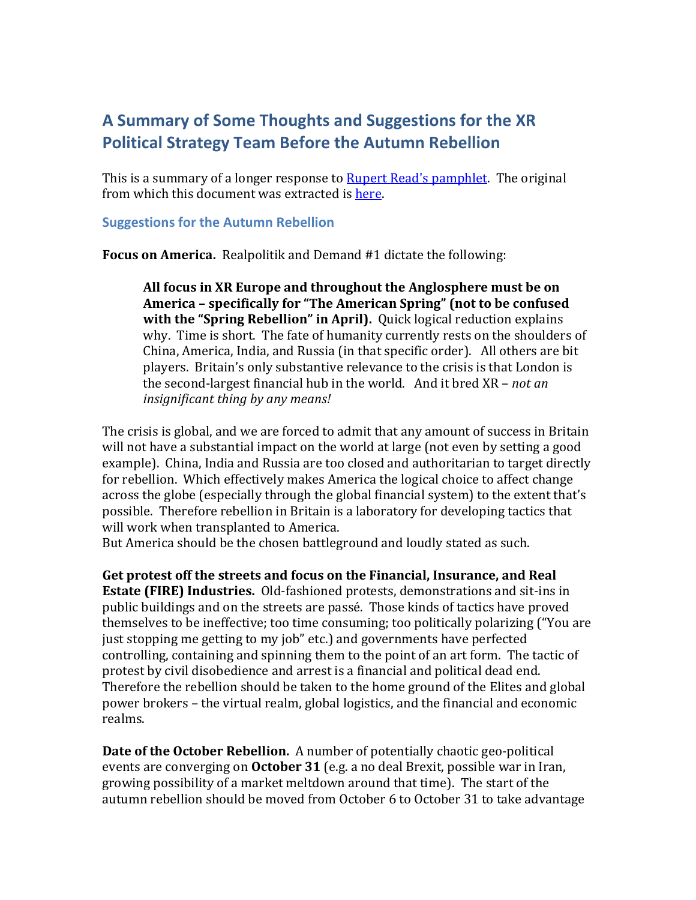# A Summary of Some Thoughts and Suggestions for the XR Political Strategy Team Before the Autumn Rebellion

This is a summary of a longer response to [Rupert Read's pamphlet](). The original from which this document was extracted is [here]().

## Suggestions for the Autumn Rebellion

**Focus on America.** Realpolitik and Demand #1 dictate the following:

> **All focus in XR Europe and throughout the Anglosphere must be on America – specifically for "The American Spring" (not to be confused with the "Spring Rebellion" in April).** Quick logical reduction explains why. Time is short. The fate of humanity currently rests on the shoulders of China, America, India, and Russia (in that specific order). All others are bit players. Britain's only substantive relevance to the crisis is that London is the second-largest financial hub in the world. And it bred XR – *not an insignificant thing by any means!*

The crisis is global, and we are forced to admit that any amount of success in Britain will not have a substantial impact on the world at large (not even by setting a good example). China, India and Russia are too closed and authoritarian to target directly for rebellion. Which effectively makes America the logical choice to affect change across the globe (especially through the global financial system) to the extent that's possible. Therefore rebellion in Britain is a laboratory for developing tactics that will work when transplanted to America.
But America should be the chosen battleground and loudly stated as such.

**Get protest off the streets and focus on the Financial, Insurance, and Real Estate (FIRE) Industries.** Old-fashioned protests, demonstrations and sit-ins in public buildings and on the streets are passé. Those kinds of tactics have proved themselves to be ineffective; too time consuming; too politically polarizing ("You are just stopping me getting to my job" etc.) and governments have perfected controlling, containing and spinning them to the point of an art form. The tactic of protest by civil disobedience and arrest is a financial and political dead end. Therefore the rebellion should be taken to the home ground of the Elites and global power brokers – the virtual realm, global logistics, and the financial and economic realms.

**Date of the October Rebellion.** A number of potentially chaotic geo-political events are converging on **October 31** (e.g. a no deal Brexit, possible war in Iran, growing possibility of a market meltdown around that time). The start of the autumn rebellion should be moved from October 6 to October 31 to take advantage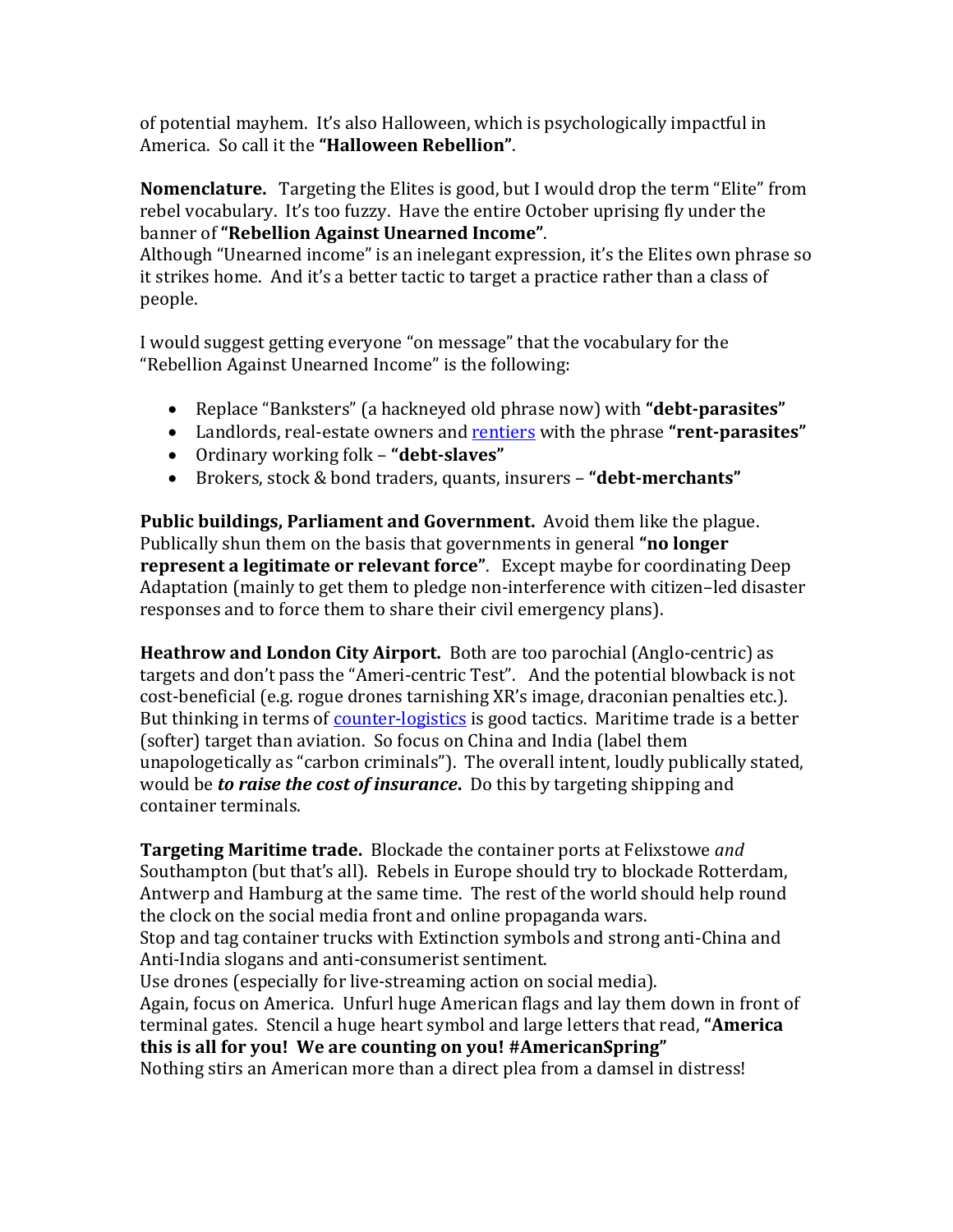of potential mayhem. It's also Halloween, which is psychologically impactful in America. So call it the **"Halloween Rebellion"**.

**Nomenclature.** Targeting the Elites is good, but I would drop the term "Elite" from rebel vocabulary. It's too fuzzy. Have the entire October uprising fly under the banner of **"Rebellion Against Unearned Income"**.
Although "Unearned income" is an inelegant expression, it's the Elites own phrase so it strikes home. And it's a better tactic to target a practice rather than a class of people.

I would suggest getting everyone "on message" that the vocabulary for the "Rebellion Against Unearned Income" is the following:

- Replace "Banksters" (a hackneyed old phrase now) with **"debt-parasites"**
- Landlords, real-estate owners and rentiers with the phrase **"rent-parasites"**
- Ordinary working folk – **"debt-slaves"**
- Brokers, stock & bond traders, quants, insurers – **"debt-merchants"**

**Public buildings, Parliament and Government.** Avoid them like the plague. Publically shun them on the basis that governments in general **"no longer represent a legitimate or relevant force"**. Except maybe for coordinating Deep Adaptation (mainly to get them to pledge non-interference with citizen–led disaster responses and to force them to share their civil emergency plans).

**Heathrow and London City Airport.** Both are too parochial (Anglo-centric) as targets and don't pass the "Ameri-centric Test". And the potential blowback is not cost-beneficial (e.g. rogue drones tarnishing XR's image, draconian penalties etc.). But thinking in terms of counter-logistics is good tactics. Maritime trade is a better (softer) target than aviation. So focus on China and India (label them unapologetically as "carbon criminals"). The overall intent, loudly publically stated, would be ***to raise the cost of insurance***. Do this by targeting shipping and container terminals.

**Targeting Maritime trade.** Blockade the container ports at Felixstowe *and* Southampton (but that's all). Rebels in Europe should try to blockade Rotterdam, Antwerp and Hamburg at the same time. The rest of the world should help round the clock on the social media front and online propaganda wars.
Stop and tag container trucks with Extinction symbols and strong anti-China and Anti-India slogans and anti-consumerist sentiment.
Use drones (especially for live-streaming action on social media).
Again, focus on America. Unfurl huge American flags and lay them down in front of terminal gates. Stencil a huge heart symbol and large letters that read, **"America this is all for you! We are counting on you! #AmericanSpring"**
Nothing stirs an American more than a direct plea from a damsel in distress!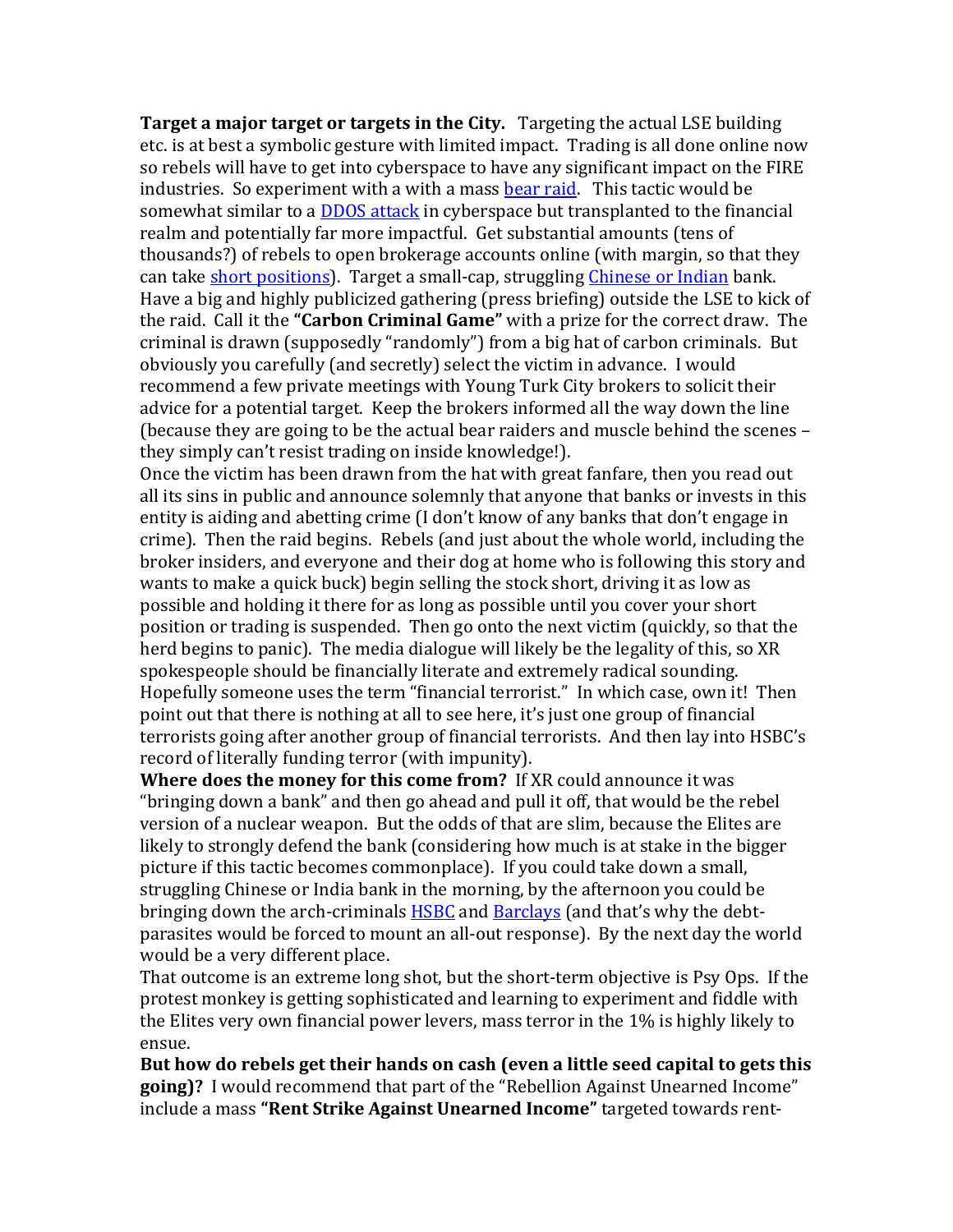**Target a major target or targets in the City.** Targeting the actual LSE building etc. is at best a symbolic gesture with limited impact. Trading is all done online now so rebels will have to get into cyberspace to have any significant impact on the FIRE industries. So experiment with a with a mass bear raid. This tactic would be somewhat similar to a DDOS attack in cyberspace but transplanted to the financial realm and potentially far more impactful. Get substantial amounts (tens of thousands?) of rebels to open brokerage accounts online (with margin, so that they can take short positions). Target a small-cap, struggling Chinese or Indian bank. Have a big and highly publicized gathering (press briefing) outside the LSE to kick of the raid. Call it the **"Carbon Criminal Game"** with a prize for the correct draw. The criminal is drawn (supposedly "randomly") from a big hat of carbon criminals. But obviously you carefully (and secretly) select the victim in advance. I would recommend a few private meetings with Young Turk City brokers to solicit their advice for a potential target. Keep the brokers informed all the way down the line (because they are going to be the actual bear raiders and muscle behind the scenes – they simply can't resist trading on inside knowledge!).

Once the victim has been drawn from the hat with great fanfare, then you read out all its sins in public and announce solemnly that anyone that banks or invests in this entity is aiding and abetting crime (I don't know of any banks that don't engage in crime). Then the raid begins. Rebels (and just about the whole world, including the broker insiders, and everyone and their dog at home who is following this story and wants to make a quick buck) begin selling the stock short, driving it as low as possible and holding it there for as long as possible until you cover your short position or trading is suspended. Then go onto the next victim (quickly, so that the herd begins to panic). The media dialogue will likely be the legality of this, so XR spokespeople should be financially literate and extremely radical sounding. Hopefully someone uses the term "financial terrorist." In which case, own it! Then point out that there is nothing at all to see here, it's just one group of financial terrorists going after another group of financial terrorists. And then lay into HSBC's record of literally funding terror (with impunity).

**Where does the money for this come from?** If XR could announce it was "bringing down a bank" and then go ahead and pull it off, that would be the rebel version of a nuclear weapon. But the odds of that are slim, because the Elites are likely to strongly defend the bank (considering how much is at stake in the bigger picture if this tactic becomes commonplace). If you could take down a small, struggling Chinese or India bank in the morning, by the afternoon you could be bringing down the arch-criminals HSBC and Barclays (and that's why the debt-parasites would be forced to mount an all-out response). By the next day the world would be a very different place.

That outcome is an extreme long shot, but the short-term objective is Psy Ops. If the protest monkey is getting sophisticated and learning to experiment and fiddle with the Elites very own financial power levers, mass terror in the 1% is highly likely to ensue.

**But how do rebels get their hands on cash (even a little seed capital to gets this going)?** I would recommend that part of the "Rebellion Against Unearned Income" include a mass **"Rent Strike Against Unearned Income"** targeted towards rent-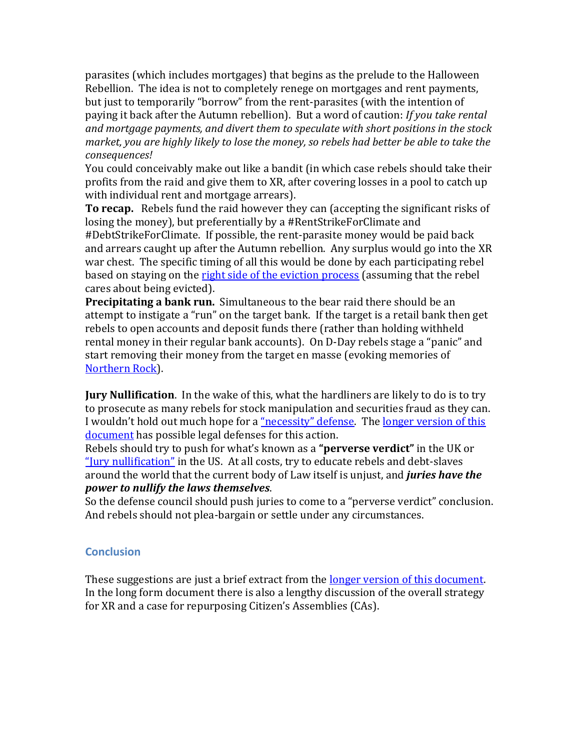parasites (which includes mortgages) that begins as the prelude to the Halloween Rebellion. The idea is not to completely renege on mortgages and rent payments, but just to temporarily "borrow" from the rent-parasites (with the intention of paying it back after the Autumn rebellion). But a word of caution: *If you take rental and mortgage payments, and divert them to speculate with short positions in the stock market, you are highly likely to lose the money, so rebels had better be able to take the consequences!*

You could conceivably make out like a bandit (in which case rebels should take their profits from the raid and give them to XR, after covering losses in a pool to catch up with individual rent and mortgage arrears).

**To recap.** Rebels fund the raid however they can (accepting the significant risks of losing the money), but preferentially by a #RentStrikeForClimate and #DebtStrikeForClimate. If possible, the rent-parasite money would be paid back and arrears caught up after the Autumn rebellion. Any surplus would go into the XR war chest. The specific timing of all this would be done by each participating rebel based on staying on the right side of the eviction process (assuming that the rebel cares about being evicted).

**Precipitating a bank run.** Simultaneous to the bear raid there should be an attempt to instigate a "run" on the target bank. If the target is a retail bank then get rebels to open accounts and deposit funds there (rather than holding withheld rental money in their regular bank accounts). On D-Day rebels stage a "panic" and start removing their money from the target en masse (evoking memories of Northern Rock).

**Jury Nullification**. In the wake of this, what the hardliners are likely to do is to try to prosecute as many rebels for stock manipulation and securities fraud as they can. I wouldn't hold out much hope for a "necessity" defense. The longer version of this document has possible legal defenses for this action.

Rebels should try to push for what's known as a **"perverse verdict"** in the UK or "Jury nullification" in the US. At all costs, try to educate rebels and debt-slaves around the world that the current body of Law itself is unjust, and ***juries have the power to nullify the laws themselves***.

So the defense council should push juries to come to a "perverse verdict" conclusion. And rebels should not plea-bargain or settle under any circumstances.

## Conclusion

These suggestions are just a brief extract from the longer version of this document. In the long form document there is also a lengthy discussion of the overall strategy for XR and a case for repurposing Citizen's Assemblies (CAs).